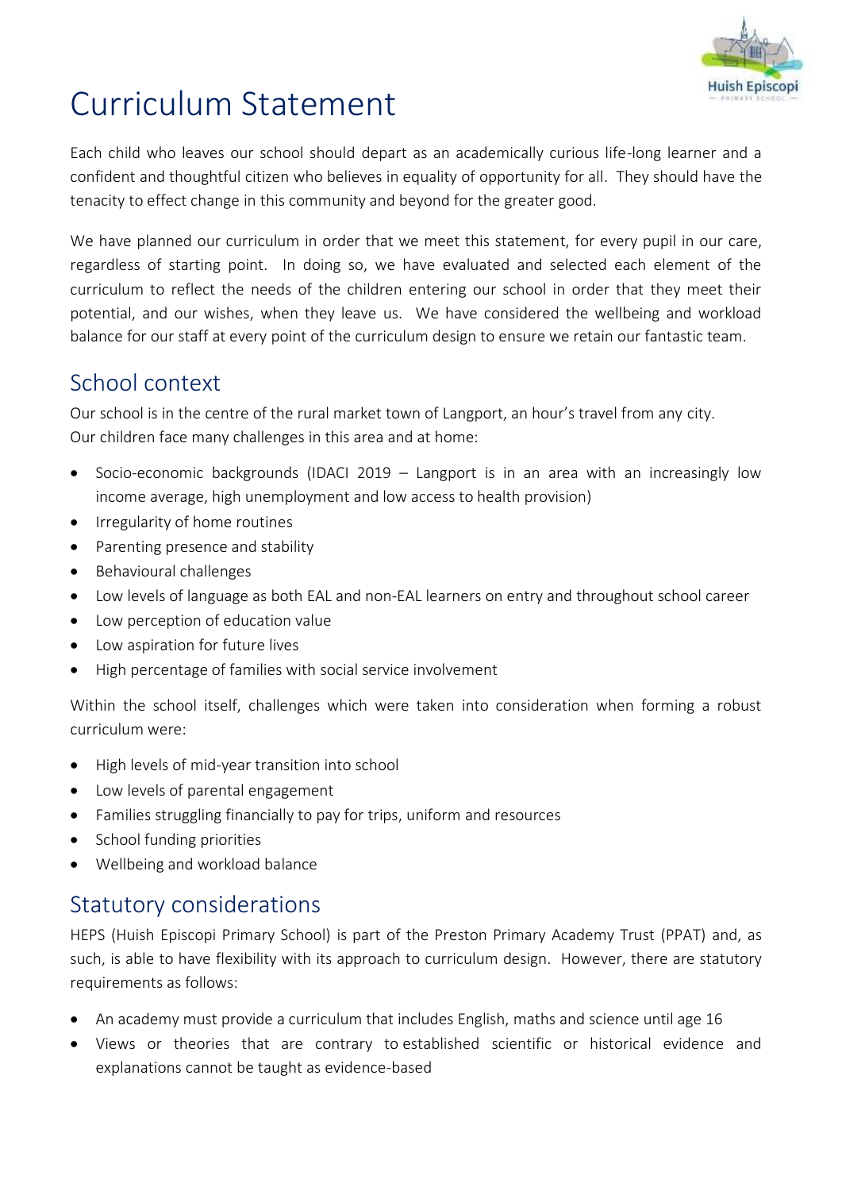# Curriculum Statement

Each child who leaves our school should depart as an academically curious life-long learner and a confident and thoughtful citizen who believes in equality of opportunity for all. They should have the tenacity to effect change in this community and beyond for the greater good.

We have planned our curriculum in order that we meet this statement, for every pupil in our care, regardless of starting point. In doing so, we have evaluated and selected each element of the curriculum to reflect the needs of the children entering our school in order that they meet their potential, and our wishes, when they leave us. We have considered the wellbeing and workload balance for our staff at every point of the curriculum design to ensure we retain our fantastic team.

## School context

Our school is in the centre of the rural market town of Langport, an hour's travel from any city.
Our children face many challenges in this area and at home:

- Socio-economic backgrounds (IDACI 2019 – Langport is in an area with an increasingly low income average, high unemployment and low access to health provision)
- Irregularity of home routines
- Parenting presence and stability
- Behavioural challenges
- Low levels of language as both EAL and non-EAL learners on entry and throughout school career
- Low perception of education value
- Low aspiration for future lives
- High percentage of families with social service involvement

Within the school itself, challenges which were taken into consideration when forming a robust curriculum were:

- High levels of mid-year transition into school
- Low levels of parental engagement
- Families struggling financially to pay for trips, uniform and resources
- School funding priorities
- Wellbeing and workload balance

## Statutory considerations

HEPS (Huish Episcopi Primary School) is part of the Preston Primary Academy Trust (PPAT) and, as such, is able to have flexibility with its approach to curriculum design. However, there are statutory requirements as follows:

- An academy must provide a curriculum that includes English, maths and science until age 16
- Views or theories that are contrary to established scientific or historical evidence and explanations cannot be taught as evidence-based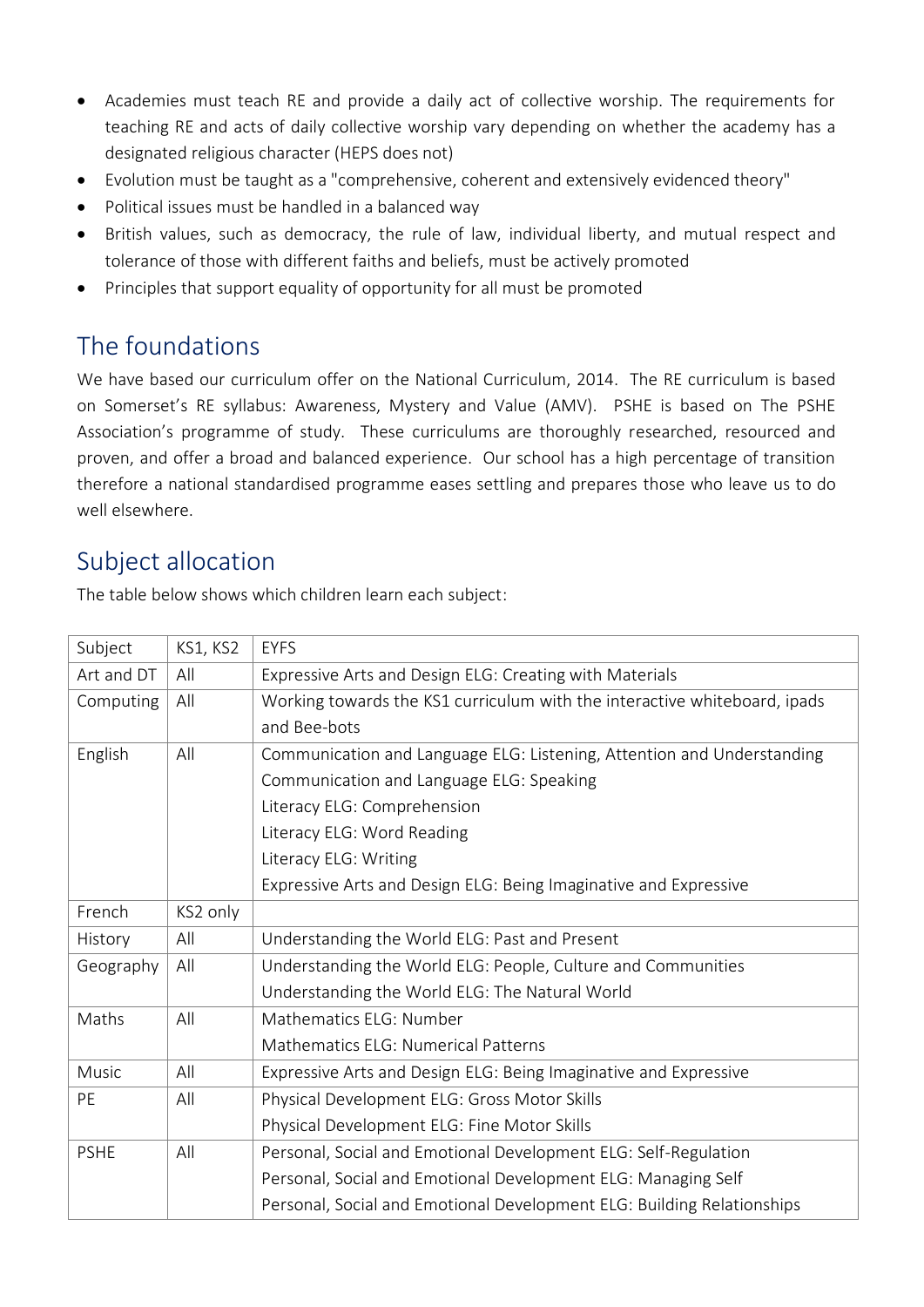- Academies must teach RE and provide a daily act of collective worship. The requirements for teaching RE and acts of daily collective worship vary depending on whether the academy has a designated religious character (HEPS does not)
- Evolution must be taught as a "comprehensive, coherent and extensively evidenced theory"
- Political issues must be handled in a balanced way
- British values, such as democracy, the rule of law, individual liberty, and mutual respect and tolerance of those with different faiths and beliefs, must be actively promoted
- Principles that support equality of opportunity for all must be promoted

## The foundations

We have based our curriculum offer on the National Curriculum, 2014. The RE curriculum is based on Somerset's RE syllabus: Awareness, Mystery and Value (AMV). PSHE is based on The PSHE Association's programme of study. These curriculums are thoroughly researched, resourced and proven, and offer a broad and balanced experience. Our school has a high percentage of transition therefore a national standardised programme eases settling and prepares those who leave us to do well elsewhere.

## Subject allocation

The table below shows which children learn each subject:

| Subject | KS1, KS2 | EYFS |
|---|---|---|
| Art and DT | All | Expressive Arts and Design ELG: Creating with Materials |
| Computing | All | Working towards the KS1 curriculum with the interactive whiteboard, ipads and Bee-bots |
| English | All | Communication and Language ELG: Listening, Attention and Understanding<br>Communication and Language ELG: Speaking<br>Literacy ELG: Comprehension<br>Literacy ELG: Word Reading<br>Literacy ELG: Writing<br>Expressive Arts and Design ELG: Being Imaginative and Expressive |
| French | KS2 only | |
| History | All | Understanding the World ELG: Past and Present |
| Geography | All | Understanding the World ELG: People, Culture and Communities<br>Understanding the World ELG: The Natural World |
| Maths | All | Mathematics ELG: Number<br>Mathematics ELG: Numerical Patterns |
| Music | All | Expressive Arts and Design ELG: Being Imaginative and Expressive |
| PE | All | Physical Development ELG: Gross Motor Skills<br>Physical Development ELG: Fine Motor Skills |
| PSHE | All | Personal, Social and Emotional Development ELG: Self-Regulation<br>Personal, Social and Emotional Development ELG: Managing Self<br>Personal, Social and Emotional Development ELG: Building Relationships |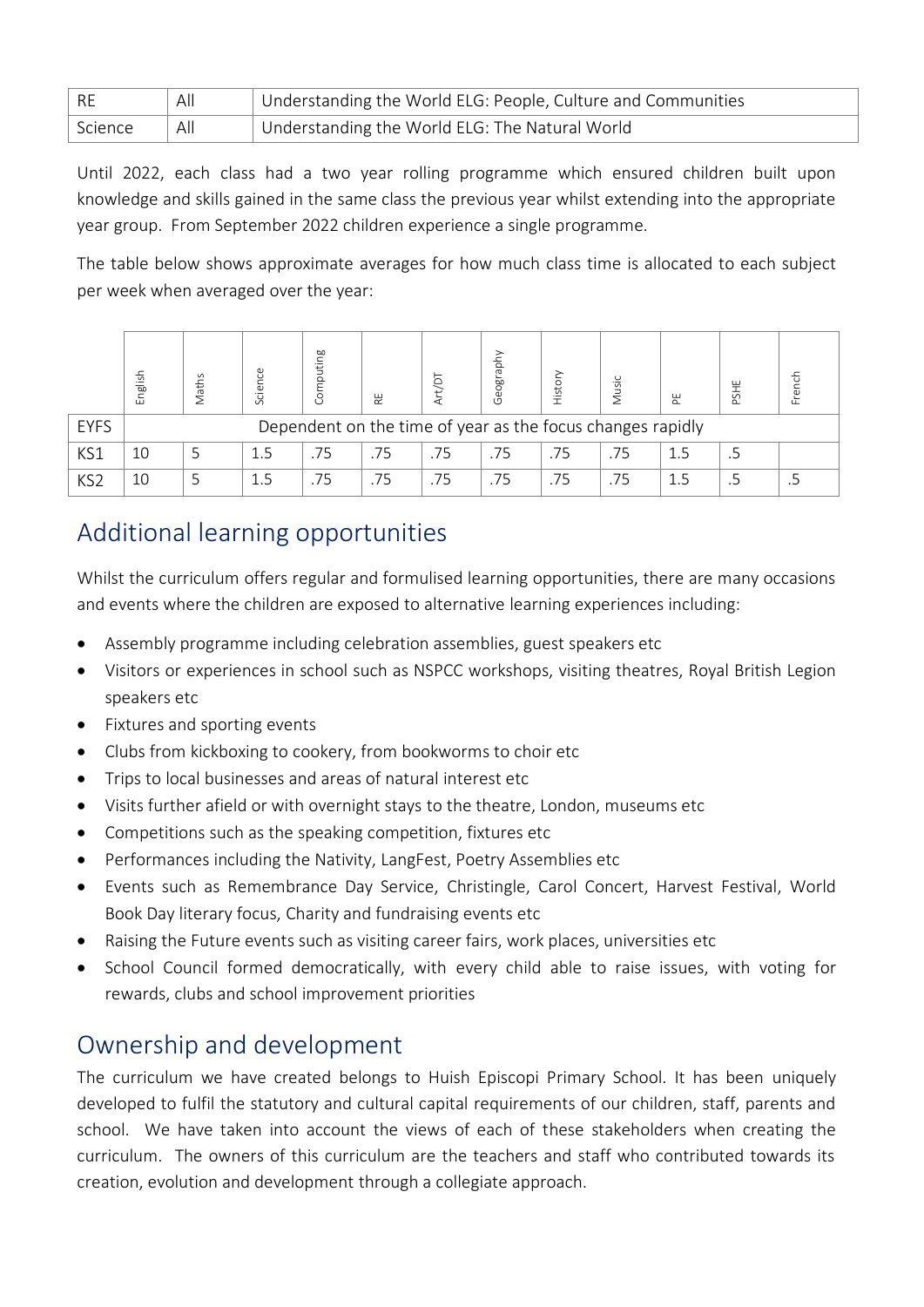| RE | All | Understanding the World ELG: People, Culture and Communities |
|---|---|---|
| Science | All | Understanding the World ELG: The Natural World |

Until 2022, each class had a two year rolling programme which ensured children built upon knowledge and skills gained in the same class the previous year whilst extending into the appropriate year group. From September 2022 children experience a single programme.

The table below shows approximate averages for how much class time is allocated to each subject per week when averaged over the year:

| | English | Maths | Science | Computing | RE | Art/DT | Geography | History | Music | PE | PSHE | French |
|---|---|---|---|---|---|---|---|---|---|---|---|---|
| EYFS | Dependent on the time of year as the focus changes rapidly | | | | | | | | | | | |
| KS1 | 10 | 5 | 1.5 | .75 | .75 | .75 | .75 | .75 | .75 | 1.5 | .5 | |
| KS2 | 10 | 5 | 1.5 | .75 | .75 | .75 | .75 | .75 | .75 | 1.5 | .5 | .5 |

## Additional learning opportunities

Whilst the curriculum offers regular and formulised learning opportunities, there are many occasions and events where the children are exposed to alternative learning experiences including:

- Assembly programme including celebration assemblies, guest speakers etc
- Visitors or experiences in school such as NSPCC workshops, visiting theatres, Royal British Legion speakers etc
- Fixtures and sporting events
- Clubs from kickboxing to cookery, from bookworms to choir etc
- Trips to local businesses and areas of natural interest etc
- Visits further afield or with overnight stays to the theatre, London, museums etc
- Competitions such as the speaking competition, fixtures etc
- Performances including the Nativity, LangFest, Poetry Assemblies etc
- Events such as Remembrance Day Service, Christingle, Carol Concert, Harvest Festival, World Book Day literary focus, Charity and fundraising events etc
- Raising the Future events such as visiting career fairs, work places, universities etc
- School Council formed democratically, with every child able to raise issues, with voting for rewards, clubs and school improvement priorities

## Ownership and development

The curriculum we have created belongs to Huish Episcopi Primary School. It has been uniquely developed to fulfil the statutory and cultural capital requirements of our children, staff, parents and school. We have taken into account the views of each of these stakeholders when creating the curriculum. The owners of this curriculum are the teachers and staff who contributed towards its creation, evolution and development through a collegiate approach.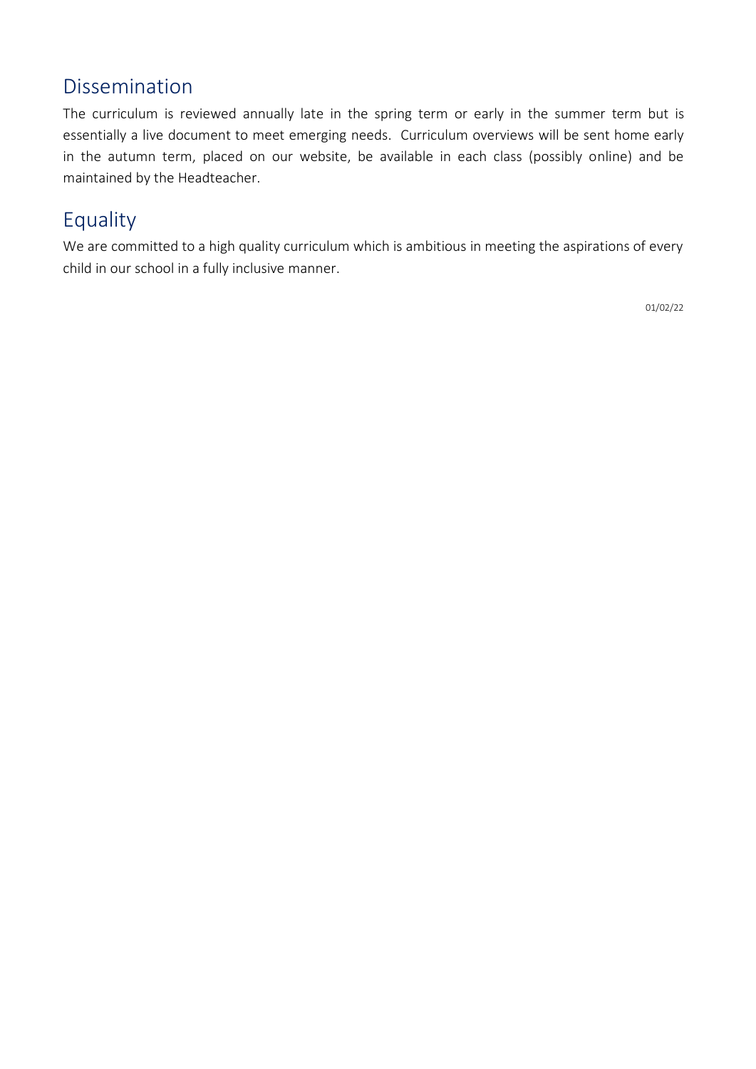## Dissemination

The curriculum is reviewed annually late in the spring term or early in the summer term but is essentially a live document to meet emerging needs. Curriculum overviews will be sent home early in the autumn term, placed on our website, be available in each class (possibly online) and be maintained by the Headteacher.

## Equality

We are committed to a high quality curriculum which is ambitious in meeting the aspirations of every child in our school in a fully inclusive manner.

01/02/22